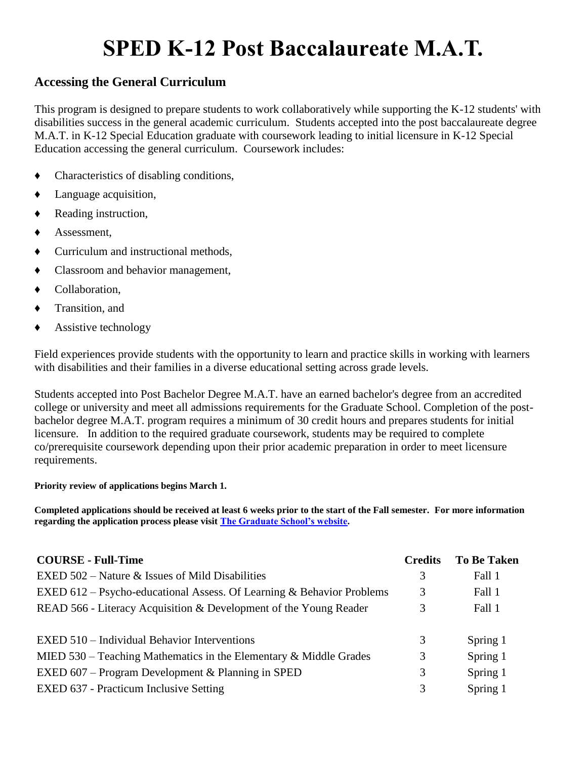# SPED K-12 Post Baccalaureate M.A.T.

## Accessing the General Curriculum

This program is designed to prepare students to work collaboratively while supporting the K-12 students' with disabilities success in the general academic curriculum. Students accepted into the post baccalaureate degree M.A.T. in K-12 Special Education graduate with coursework leading to initial licensure in K-12 Special Education accessing the general curriculum. Coursework includes:

- Characteristics of disabling conditions,
- Language acquisition,
- Reading instruction,
- Assessment,
- Curriculum and instructional methods,
- Classroom and behavior management,
- Collaboration,
- Transition, and
- Assistive technology

Field experiences provide students with the opportunity to learn and practice skills in working with learners with disabilities and their families in a diverse educational setting across grade levels.

Students accepted into Post Bachelor Degree M.A.T. have an earned bachelor's degree from an accredited college or university and meet all admissions requirements for the Graduate School. Completion of the post-bachelor degree M.A.T. program requires a minimum of 30 credit hours and prepares students for initial licensure. In addition to the required graduate coursework, students may be required to complete co/prerequisite coursework depending upon their prior academic preparation in order to meet licensure requirements.

**Priority review of applications begins March 1.**

**Completed applications should be received at least 6 weeks prior to the start of the Fall semester. For more information regarding the application process please visit [The Graduate School's website](#).**

| COURSE - Full-Time | Credits | To Be Taken |
|---|---|---|
| EXED 502 – Nature & Issues of Mild Disabilities | 3 | Fall 1 |
| EXED 612 – Psycho-educational Assess. Of Learning & Behavior Problems | 3 | Fall 1 |
| READ 566 - Literacy Acquisition & Development of the Young Reader | 3 | Fall 1 |
| EXED 510 – Individual Behavior Interventions | 3 | Spring 1 |
| MIED 530 – Teaching Mathematics in the Elementary & Middle Grades | 3 | Spring 1 |
| EXED 607 – Program Development & Planning in SPED | 3 | Spring 1 |
| EXED 637 - Practicum Inclusive Setting | 3 | Spring 1 |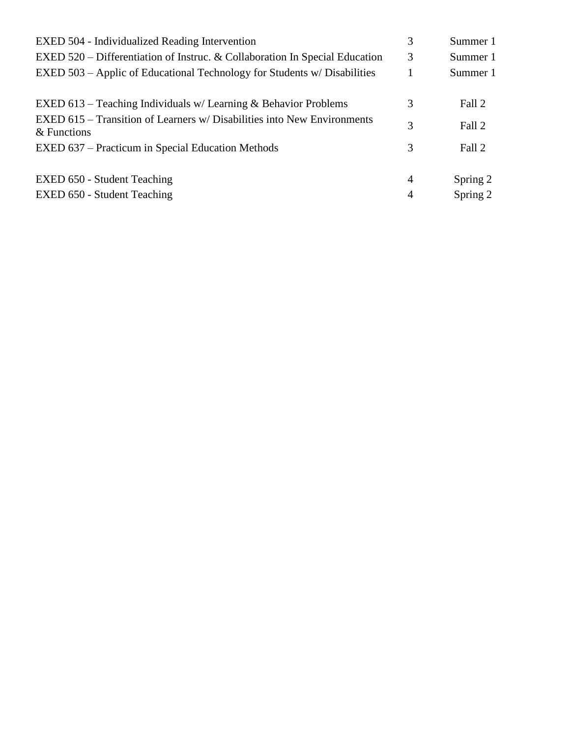| | | |
|---|---|---|
| EXED 504 - Individualized Reading Intervention | 3 | Summer 1 |
| EXED 520 – Differentiation of Instruc. & Collaboration In Special Education | 3 | Summer 1 |
| EXED 503 – Applic of Educational Technology for Students w/ Disabilities | 1 | Summer 1 |
| | | |
| EXED 613 – Teaching Individuals w/ Learning & Behavior Problems | 3 | Fall 2 |
| EXED 615 – Transition of Learners w/ Disabilities into New Environments & Functions | 3 | Fall 2 |
| EXED 637 – Practicum in Special Education Methods | 3 | Fall 2 |
| | | |
| EXED 650 - Student Teaching | 4 | Spring 2 |
| EXED 650 - Student Teaching | 4 | Spring 2 |